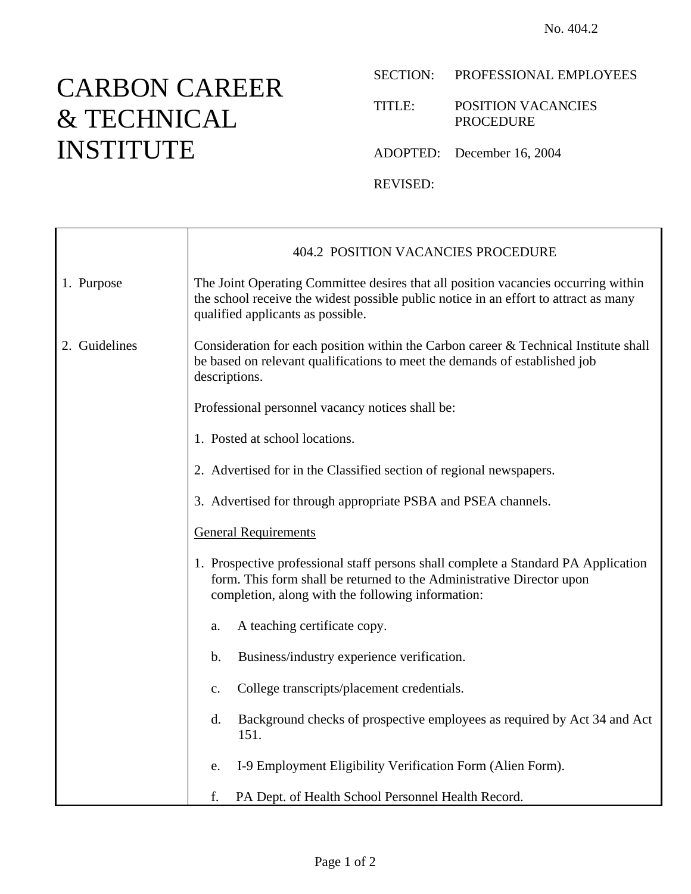No. 404.2

# CARBON CAREER & TECHNICAL INSTITUTE

SECTION: PROFESSIONAL EMPLOYEES

TITLE: POSITION VACANCIES PROCEDURE

ADOPTED: December 16, 2004

REVISED:

## 404.2 POSITION VACANCIES PROCEDURE

### 1. Purpose

The Joint Operating Committee desires that all position vacancies occurring within the school receive the widest possible public notice in an effort to attract as many qualified applicants as possible.

### 2. Guidelines

Consideration for each position within the Carbon career & Technical Institute shall be based on relevant qualifications to meet the demands of established job descriptions.

Professional personnel vacancy notices shall be:

1. Posted at school locations.
2. Advertised for in the Classified section of regional newspapers.
3. Advertised for through appropriate PSBA and PSEA channels.

<u>General Requirements</u>

1. Prospective professional staff persons shall complete a Standard PA Application form. This form shall be returned to the Administrative Director upon completion, along with the following information:

    a. A teaching certificate copy.

    b. Business/industry experience verification.

    c. College transcripts/placement credentials.

    d. Background checks of prospective employees as required by Act 34 and Act 151.

    e. I-9 Employment Eligibility Verification Form (Alien Form).

    f. PA Dept. of Health School Personnel Health Record.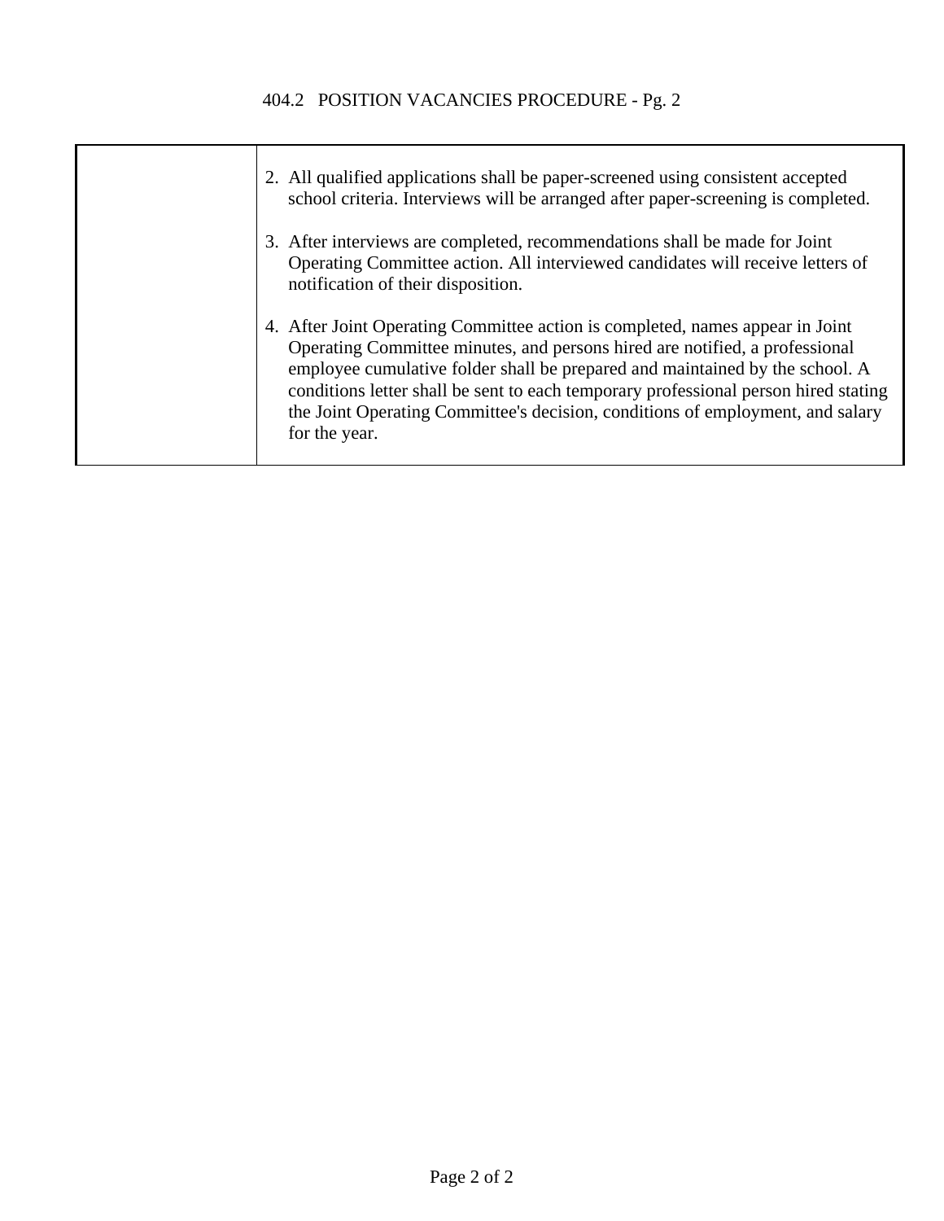2. All qualified applications shall be paper-screened using consistent accepted school criteria. Interviews will be arranged after paper-screening is completed.

3. After interviews are completed, recommendations shall be made for Joint Operating Committee action. All interviewed candidates will receive letters of notification of their disposition.

4. After Joint Operating Committee action is completed, names appear in Joint Operating Committee minutes, and persons hired are notified, a professional employee cumulative folder shall be prepared and maintained by the school. A conditions letter shall be sent to each temporary professional person hired stating the Joint Operating Committee's decision, conditions of employment, and salary for the year.